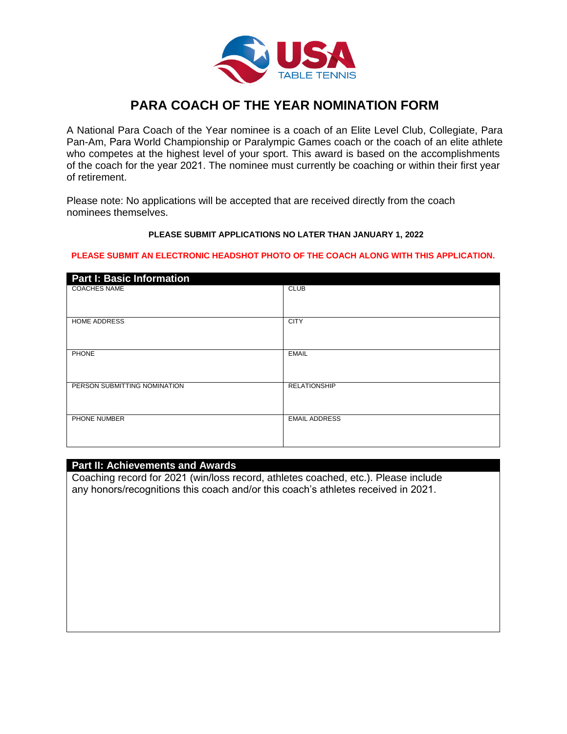# PARA COACH OF THE YEAR NOMINATION FORM

A National Para Coach of the Year nominee is a coach of an Elite Level Club, Collegiate, Para Pan-Am, Para World Championship or Paralympic Games coach or the coach of an elite athlete who competes at the highest level of your sport. This award is based on the accomplishments of the coach for the year 2021. The nominee must currently be coaching or within their first year of retirement.

Please note: No applications will be accepted that are received directly from the coach nominees themselves.

**PLEASE SUBMIT APPLICATIONS NO LATER THAN JANUARY 1, 2022**

**PLEASE SUBMIT AN ELECTRONIC HEADSHOT PHOTO OF THE COACH ALONG WITH THIS APPLICATION.**

## Part I: Basic Information

| | |
|---|---|
| COACHES NAME | CLUB |
| HOME ADDRESS | CITY |
| PHONE | EMAIL |
| PERSON SUBMITTING NOMINATION | RELATIONSHIP |
| PHONE NUMBER | EMAIL ADDRESS |

## Part II: Achievements and Awards

Coaching record for 2021 (win/loss record, athletes coached, etc.). Please include any honors/recognitions this coach and/or this coach's athletes received in 2021.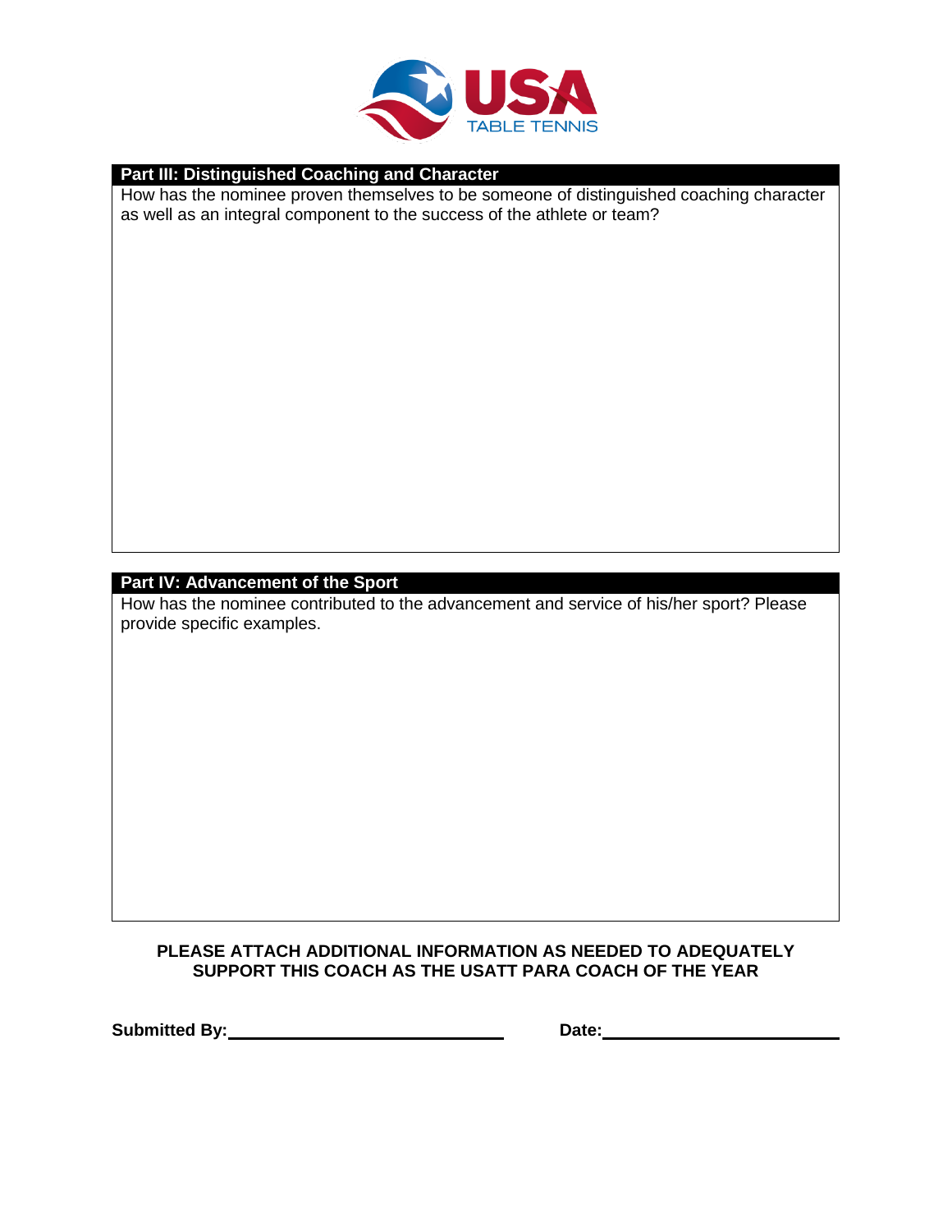## Part III: Distinguished Coaching and Character

How has the nominee proven themselves to be someone of distinguished coaching character as well as an integral component to the success of the athlete or team?

## Part IV: Advancement of the Sport

How has the nominee contributed to the advancement and service of his/her sport? Please provide specific examples.

**PLEASE ATTACH ADDITIONAL INFORMATION AS NEEDED TO ADEQUATELY SUPPORT THIS COACH AS THE USATT PARA COACH OF THE YEAR**

**Submitted By:**\_\_\_\_\_\_\_\_\_\_\_\_\_\_\_\_\_\_\_\_\_\_\_\_\_\_\_\_ **Date:**\_\_\_\_\_\_\_\_\_\_\_\_\_\_\_\_\_\_\_\_\_\_\_\_